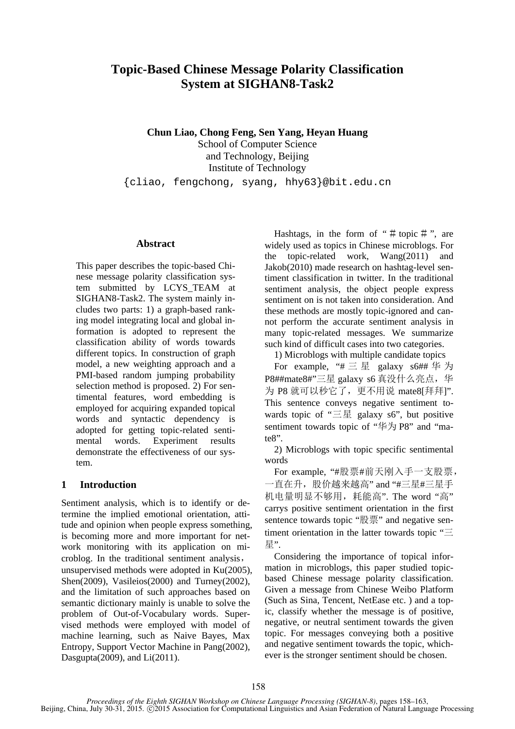# Topic-Based Chinese Message Polarity Classification System at SIGHAN8-Task2

**Chun Liao, Chong Feng, Sen Yang, Heyan Huang**
School of Computer Science and Technology, Beijing Institute of Technology
{cliao, fengchong, syang, hhy63}@bit.edu.cn

## Abstract

This paper describes the topic-based Chinese message polarity classification system submitted by LCYS_TEAM at SIGHAN8-Task2. The system mainly includes two parts: 1) a graph-based ranking model integrating local and global information is adopted to represent the classification ability of words towards different topics. In construction of graph model, a new weighting approach and a PMI-based random jumping probability selection method is proposed. 2) For sentimental features, word embedding is employed for acquiring expanded topical words and syntactic dependency is adopted for getting topic-related sentimental words. Experiment results demonstrate the effectiveness of our system.

## 1 Introduction

Sentiment analysis, which is to identify or determine the implied emotional orientation, attitude and opinion when people express something, is becoming more and more important for network monitoring with its application on microblog. In the traditional sentiment analysis，unsupervised methods were adopted in Ku(2005), Shen(2009), Vasileios(2000) and Turney(2002), and the limitation of such approaches based on semantic dictionary mainly is unable to solve the problem of Out-of-Vocabulary words. Supervised methods were employed with model of machine learning, such as Naive Bayes, Max Entropy, Support Vector Machine in Pang(2002), Dasgupta(2009), and Li(2011).

Hashtags, in the form of "＃topic＃", are widely used as topics in Chinese microblogs. For the topic-related work, Wang(2011) and Jakob(2010) made research on hashtag-level sentiment classification in twitter. In the traditional sentiment analysis, the object people express sentiment on is not taken into consideration. And these methods are mostly topic-ignored and cannot perform the accurate sentiment analysis in many topic-related messages. We summarize such kind of difficult cases into two categories.

1) Microblogs with multiple candidate topics

For example, "#三星 galaxy s6## 华为 P8##mate8#"三星 galaxy s6 真没什么亮点，华为 P8 就可以秒它了，更不用说 mate8[拜拜]". This sentence conveys negative sentiment towards topic of "三星 galaxy s6", but positive sentiment towards topic of "华为 P8" and "mate8".

2) Microblogs with topic specific sentimental words

For example, "#股票#前天刚入手一支股票，一直在升，股价越来越高" and "#三星#三星手机电量明显不够用，耗能高". The word "高" carrys positive sentiment orientation in the first sentence towards topic "股票" and negative sentiment orientation in the latter towards topic "三星".

Considering the importance of topical information in microblogs, this paper studied topic-based Chinese message polarity classification. Given a message from Chinese Weibo Platform (Such as Sina, Tencent, NetEase etc. ) and a topic, classify whether the message is of positive, negative, or neutral sentiment towards the given topic. For messages conveying both a positive and negative sentiment towards the topic, whichever is the stronger sentiment should be chosen.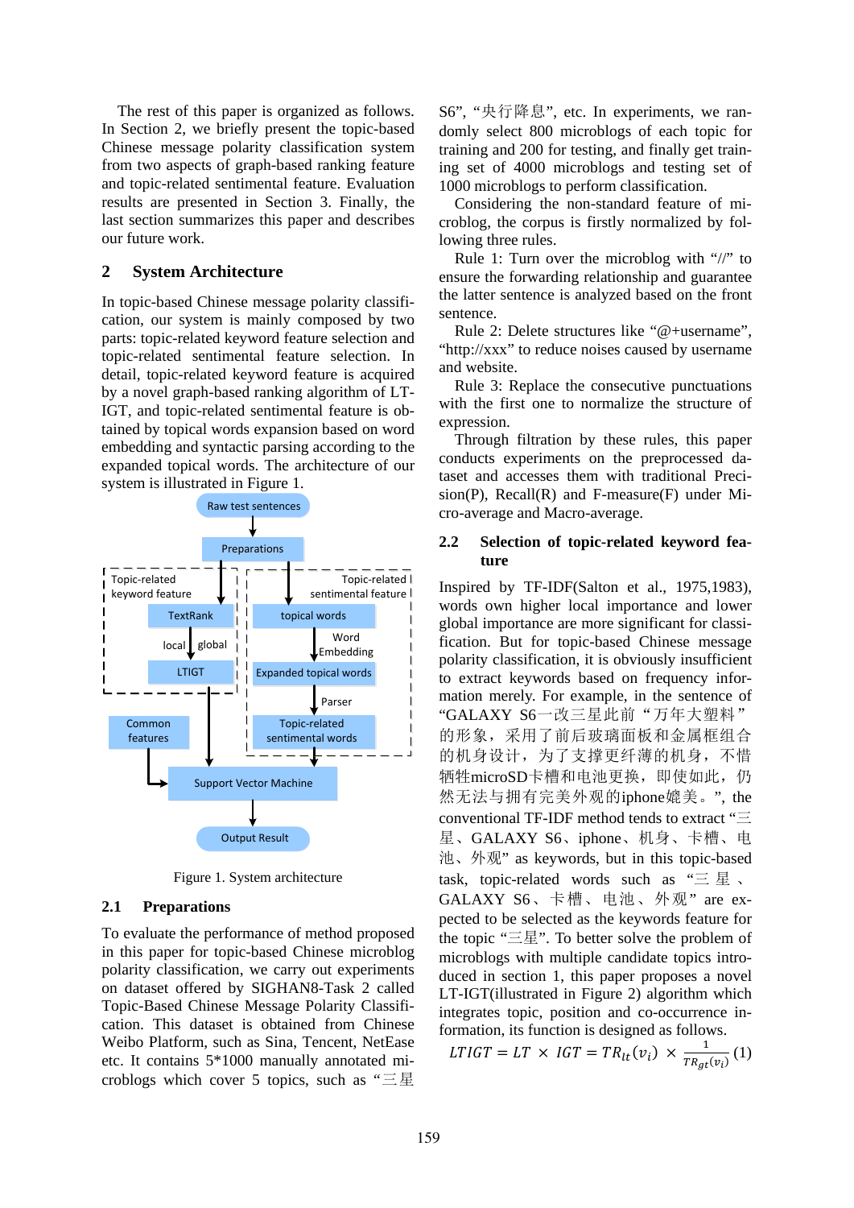The rest of this paper is organized as follows. In Section 2, we briefly present the topic-based Chinese message polarity classification system from two aspects of graph-based ranking feature and topic-related sentimental feature. Evaluation results are presented in Section 3. Finally, the last section summarizes this paper and describes our future work.

## 2 System Architecture

In topic-based Chinese message polarity classification, our system is mainly composed by two parts: topic-related keyword feature selection and topic-related sentimental feature selection. In detail, topic-related keyword feature is acquired by a novel graph-based ranking algorithm of LT-IGT, and topic-related sentimental feature is obtained by topical words expansion based on word embedding and syntactic parsing according to the expanded topical words. The architecture of our system is illustrated in Figure 1.

Figure 1. System architecture

### 2.1 Preparations

To evaluate the performance of method proposed in this paper for topic-based Chinese microblog polarity classification, we carry out experiments on dataset offered by SIGHAN8-Task 2 called Topic-Based Chinese Message Polarity Classification. This dataset is obtained from Chinese Weibo Platform, such as Sina, Tencent, NetEase etc. It contains 5*1000 manually annotated microblogs which cover 5 topics, such as "三星S6", "央行降息", etc. In experiments, we randomly select 800 microblogs of each topic for training and 200 for testing, and finally get training set of 4000 microblogs and testing set of 1000 microblogs to perform classification.

Considering the non-standard feature of microblog, the corpus is firstly normalized by following three rules.

Rule 1: Turn over the microblog with "//" to ensure the forwarding relationship and guarantee the latter sentence is analyzed based on the front sentence.

Rule 2: Delete structures like "@+username", "http://xxx" to reduce noises caused by username and website.

Rule 3: Replace the consecutive punctuations with the first one to normalize the structure of expression.

Through filtration by these rules, this paper conducts experiments on the preprocessed dataset and accesses them with traditional Precision(P), Recall(R) and F-measure(F) under Micro-average and Macro-average.

### 2.2 Selection of topic-related keyword feature

Inspired by TF-IDF(Salton et al., 1975,1983), words own higher local importance and lower global importance are more significant for classification. But for topic-based Chinese message polarity classification, it is obviously insufficient to extract keywords based on frequency information merely. For example, in the sentence of "GALAXY S6一改三星此前"万年大塑料"的形象，采用了前后玻璃面板和金属框组合的机身设计，为了支撑更纤薄的机身，不惜牺牲microSD卡槽和电池更换，即使如此，仍然无法与拥有完美外观的iphone媲美。", the conventional TF-IDF method tends to extract "三星、GALAXY S6、iphone、机身、卡槽、电池、外观" as keywords, but in this topic-based task, topic-related words such as "三星、GALAXY S6、卡槽、电池、外观" are expected to be selected as the keywords feature for the topic "三星". To better solve the problem of microblogs with multiple candidate topics introduced in section 1, this paper proposes a novel LT-IGT(illustrated in Figure 2) algorithm which integrates topic, position and co-occurrence information, its function is designed as follows.

$$LTIGT = LT \times IGT = TR_{lt}(v_i) \times \frac{1}{TR_{gt}(v_i)} \quad (1)$$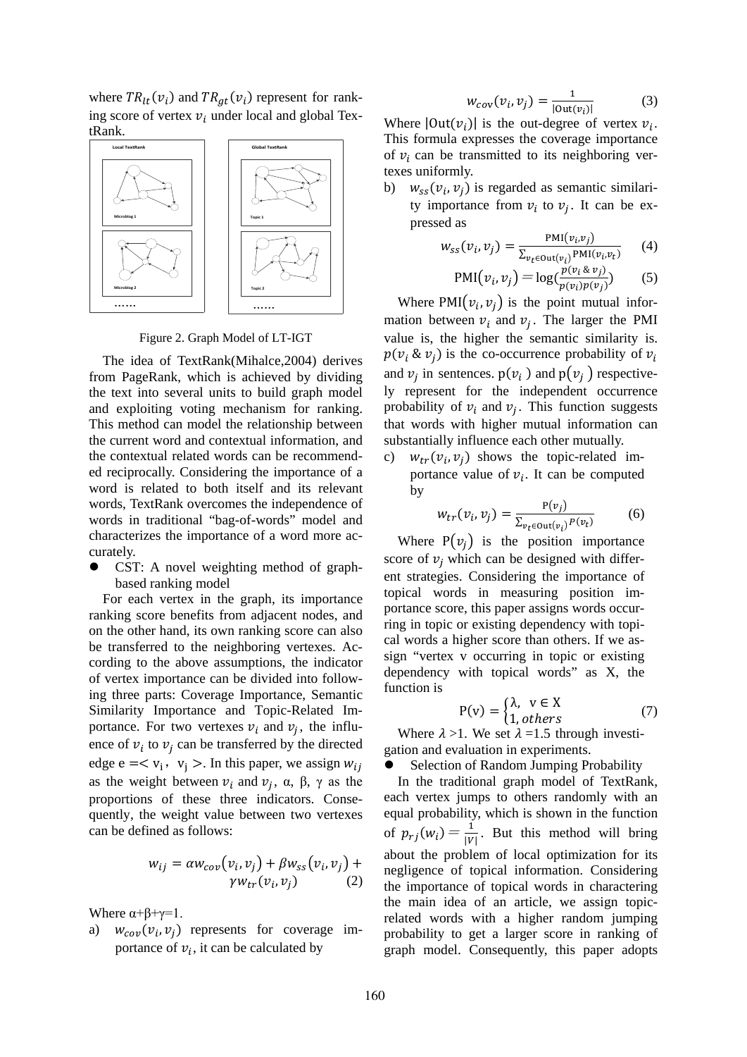where $TR_{lt}(v_i)$ and $TR_{gt}(v_i)$ represent for ranking score of vertex $v_i$ under local and global TextRank.

Figure 2. Graph Model of LT-IGT

The idea of TextRank(Mihalce,2004) derives from PageRank, which is achieved by dividing the text into several units to build graph model and exploiting voting mechanism for ranking. This method can model the relationship between the current word and contextual information, and the contextual related words can be recommended reciprocally. Considering the importance of a word is related to both itself and its relevant words, TextRank overcomes the independence of words in traditional "bag-of-words" model and characterizes the importance of a word more accurately.

- CST: A novel weighting method of graph-based ranking model

For each vertex in the graph, its importance ranking score benefits from adjacent nodes, and on the other hand, its own ranking score can also be transferred to the neighboring vertexes. According to the above assumptions, the indicator of vertex importance can be divided into following three parts: Coverage Importance, Semantic Similarity Importance and Topic-Related Importance. For two vertexes $v_i$ and $v_j$, the influence of $v_i$ to $v_j$ can be transferred by the directed edge $e = < v_i, v_j >$. In this paper, we assign $w_{ij}$ as the weight between $v_i$ and $v_j$, α, β, γ as the proportions of these three indicators. Consequently, the weight value between two vertexes can be defined as follows:

$$w_{ij} = \alpha w_{cov}(v_i, v_j) + \beta w_{ss}(v_i, v_j) + \gamma w_{tr}(v_i, v_j) \qquad (2)$$

Where α+β+γ=1.

a) $w_{cov}(v_i, v_j)$ represents for coverage importance of $v_i$, it can be calculated by

$$w_{cov}(v_i, v_j) = \frac{1}{|\mathrm{Out}(v_i)|} \qquad (3)$$

Where $|\mathrm{Out}(v_i)|$ is the out-degree of vertex $v_i$. This formula expresses the coverage importance of $v_i$ can be transmitted to its neighboring vertexes uniformly.

b) $w_{ss}(v_i, v_j)$ is regarded as semantic similarity importance from $v_i$ to $v_j$. It can be expressed as

$$w_{ss}(v_i, v_j) = \frac{\mathrm{PMI}(v_i, v_j)}{\sum_{v_t \in \mathrm{Out}(v_i)} \mathrm{PMI}(v_i, v_t)} \qquad (4)$$

$$\mathrm{PMI}(v_i, v_j) = \log\left(\frac{p(v_i \,\&\, v_j)}{p(v_i)p(v_j)}\right) \qquad (5)$$

Where $\mathrm{PMI}(v_i, v_j)$ is the point mutual information between $v_i$ and $v_j$. The larger the PMI value is, the higher the semantic similarity is. $p(v_i \,\&\, v_j)$ is the co-occurrence probability of $v_i$ and $v_j$ in sentences. $p(v_i)$ and $p(v_j)$ respectively represent for the independent occurrence probability of $v_i$ and $v_j$. This function suggests that words with higher mutual information can substantially influence each other mutually.

c) $w_{tr}(v_i, v_j)$ shows the topic-related importance value of $v_i$. It can be computed by

$$w_{tr}(v_i, v_j) = \frac{P(v_j)}{\sum_{v_t \in \mathrm{Out}(v_i)} P(v_t)} \qquad (6)$$

Where $P(v_j)$ is the position importance score of $v_j$ which can be designed with different strategies. Considering the importance of topical words in measuring position importance score, this paper assigns words occurring in topic or existing dependency with topical words a higher score than others. If we assign "vertex v occurring in topic or existing dependency with topical words" as X, the function is

$$P(v) = \begin{cases} \lambda, & v \in X \\ 1, & others \end{cases} \qquad (7)$$

Where $\lambda > 1$. We set $\lambda = 1.5$ through investigation and evaluation in experiments.

- Selection of Random Jumping Probability

In the traditional graph model of TextRank, each vertex jumps to others randomly with an equal probability, which is shown in the function of $p_{rj}(w_i) = \frac{1}{|V|}$. But this method will bring about the problem of local optimization for its negligence of topical information. Considering the importance of topical words in charactering the main idea of an article, we assign topic-related words with a higher random jumping probability to get a larger score in ranking of graph model. Consequently, this paper adopts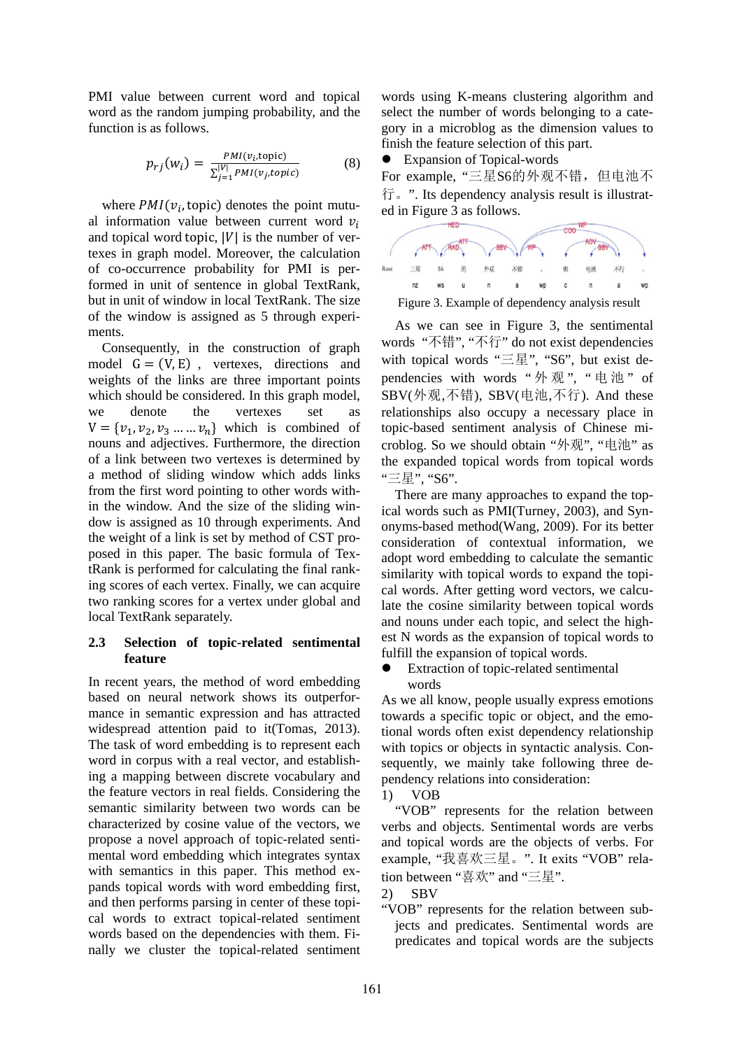PMI value between current word and topical word as the random jumping probability, and the function is as follows.

$$p_{rj}(w_i) = \frac{PMI(v_i,\text{topic})}{\sum_{j=1}^{|V|} PMI(v_j,topic)} \quad (8)$$

where $PMI(v_i, \text{topic})$ denotes the point mutual information value between current word $v_i$ and topical word topic, $|V|$ is the number of vertexes in graph model. Moreover, the calculation of co-occurrence probability for PMI is performed in unit of sentence in global TextRank, but in unit of window in local TextRank. The size of the window is assigned as 5 through experiments.

Consequently, in the construction of graph model $G = (V, E)$, vertexes, directions and weights of the links are three important points which should be considered. In this graph model, we denote the vertexes set as $V = \{v_1, v_2, v_3 \dots \dots v_n\}$ which is combined of nouns and adjectives. Furthermore, the direction of a link between two vertexes is determined by a method of sliding window which adds links from the first word pointing to other words within the window. And the size of the sliding window is assigned as 10 through experiments. And the weight of a link is set by method of CST proposed in this paper. The basic formula of TextRank is performed for calculating the final ranking scores of each vertex. Finally, we can acquire two ranking scores for a vertex under global and local TextRank separately.

### 2.3 Selection of topic-related sentimental feature

In recent years, the method of word embedding based on neural network shows its outperformance in semantic expression and has attracted widespread attention paid to it(Tomas, 2013). The task of word embedding is to represent each word in corpus with a real vector, and establishing a mapping between discrete vocabulary and the feature vectors in real fields. Considering the semantic similarity between two words can be characterized by cosine value of the vectors, we propose a novel approach of topic-related sentimental word embedding which integrates syntax with semantics in this paper. This method expands topical words with word embedding first, and then performs parsing in center of these topical words to extract topical-related sentiment words based on the dependencies with them. Finally we cluster the topical-related sentiment words using K-means clustering algorithm and select the number of words belonging to a category in a microblog as the dimension values to finish the feature selection of this part.

- Expansion of Topical-words

For example, "三星S6的外观不错，但电池不行。". Its dependency analysis result is illustrated in Figure 3 as follows.

Figure 3. Example of dependency analysis result

As we can see in Figure 3, the sentimental words "不错", "不行" do not exist dependencies with topical words "三星", "S6", but exist dependencies with words "外观", "电池" of SBV(外观,不错), SBV(电池,不行). And these relationships also occupy a necessary place in topic-based sentiment analysis of Chinese microblog. So we should obtain "外观", "电池" as the expanded topical words from topical words "三星", "S6".

There are many approaches to expand the topical words such as PMI(Turney, 2003), and Synonyms-based method(Wang, 2009). For its better consideration of contextual information, we adopt word embedding to calculate the semantic similarity with topical words to expand the topical words. After getting word vectors, we calculate the cosine similarity between topical words and nouns under each topic, and select the highest N words as the expansion of topical words to fulfill the expansion of topical words.

- Extraction of topic-related sentimental words

As we all know, people usually express emotions towards a specific topic or object, and the emotional words often exist dependency relationship with topics or objects in syntactic analysis. Consequently, we mainly take following three dependency relations into consideration:

1) VOB

"VOB" represents for the relation between verbs and objects. Sentimental words are verbs and topical words are the objects of verbs. For example, "我喜欢三星。". It exits "VOB" relation between "喜欢" and "三星".

2) SBV

"VOB" represents for the relation between subjects and predicates. Sentimental words are predicates and topical words are the subjects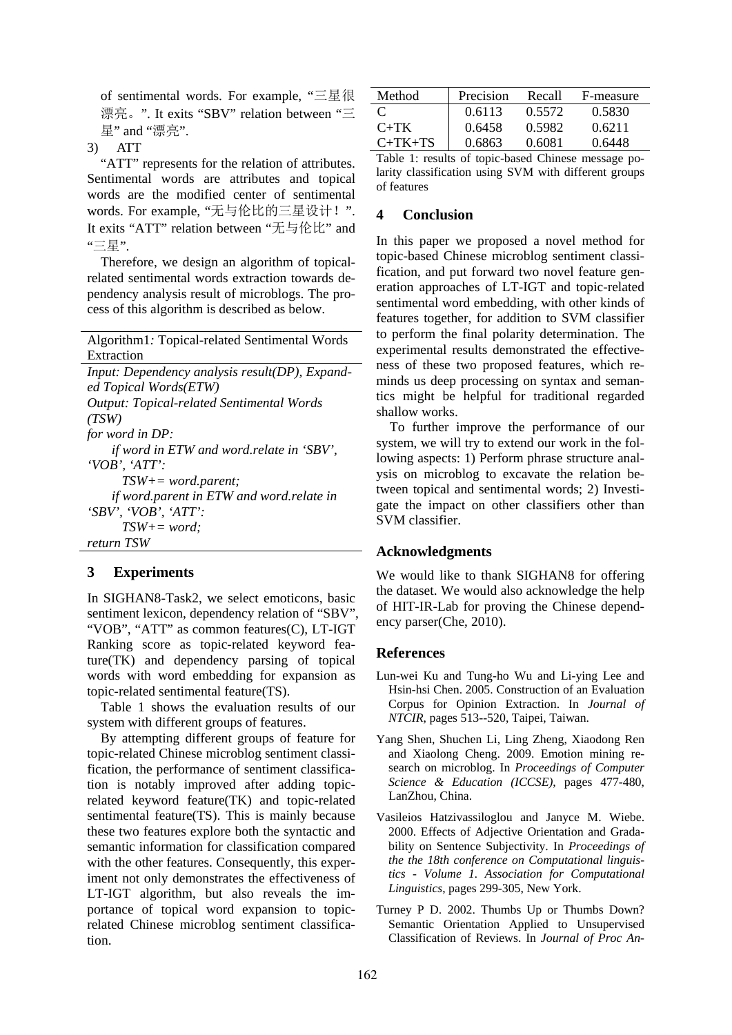of sentimental words. For example, "三星很漂亮。". It exits "SBV" relation between "三星" and "漂亮".

3) ATT

"ATT" represents for the relation of attributes. Sentimental words are attributes and topical words are the modified center of sentimental words. For example, "无与伦比的三星设计！". It exits "ATT" relation between "无与伦比" and "三星".

Therefore, we design an algorithm of topical-related sentimental words extraction towards dependency analysis result of microblogs. The process of this algorithm is described as below.

---

Algorithm1*:* Topical-related Sentimental Words Extraction

---

*Input: Dependency analysis result(DP), Expanded Topical Words(ETW)*
*Output: Topical-related Sentimental Words (TSW)*
*for word in DP:*
  *if word in ETW and word.relate in 'SBV', 'VOB', 'ATT':*
    *TSW+= word.parent;*
  *if word.parent in ETW and word.relate in 'SBV', 'VOB', 'ATT':*
    *TSW+= word;*
*return TSW*

---

## 3 Experiments

In SIGHAN8-Task2, we select emoticons, basic sentiment lexicon, dependency relation of "SBV", "VOB", "ATT" as common features(C), LT-IGT Ranking score as topic-related keyword feature(TK) and dependency parsing of topical words with word embedding for expansion as topic-related sentimental feature(TS).

Table 1 shows the evaluation results of our system with different groups of features.

By attempting different groups of feature for topic-related Chinese microblog sentiment classification, the performance of sentiment classification is notably improved after adding topic-related keyword feature(TK) and topic-related sentimental feature(TS). This is mainly because these two features explore both the syntactic and semantic information for classification compared with the other features. Consequently, this experiment not only demonstrates the effectiveness of LT-IGT algorithm, but also reveals the importance of topical word expansion to topic-related Chinese microblog sentiment classification.

| Method | Precision | Recall | F-measure |
|---|---|---|---|
| C | 0.6113 | 0.5572 | 0.5830 |
| C+TK | 0.6458 | 0.5982 | 0.6211 |
| C+TK+TS | 0.6863 | 0.6081 | 0.6448 |

Table 1: results of topic-based Chinese message polarity classification using SVM with different groups of features

## 4 Conclusion

In this paper we proposed a novel method for topic-based Chinese microblog sentiment classification, and put forward two novel feature generation approaches of LT-IGT and topic-related sentimental word embedding, with other kinds of features together, for addition to SVM classifier to perform the final polarity determination. The experimental results demonstrated the effectiveness of these two proposed features, which reminds us deep processing on syntax and semantics might be helpful for traditional regarded shallow works.

To further improve the performance of our system, we will try to extend our work in the following aspects: 1) Perform phrase structure analysis on microblog to excavate the relation between topical and sentimental words; 2) Investigate the impact on other classifiers other than SVM classifier.

## Acknowledgments

We would like to thank SIGHAN8 for offering the dataset. We would also acknowledge the help of HIT-IR-Lab for proving the Chinese dependency parser(Che, 2010).

## References

Lun-wei Ku and Tung-ho Wu and Li-ying Lee and Hsin-hsi Chen. 2005. Construction of an Evaluation Corpus for Opinion Extraction. In *Journal of NTCIR*, pages 513--520, Taipei, Taiwan.

Yang Shen, Shuchen Li, Ling Zheng, Xiaodong Ren and Xiaolong Cheng. 2009. Emotion mining research on microblog. In *Proceedings of Computer Science & Education (ICCSE)*, pages 477-480, LanZhou, China.

Vasileios Hatzivassiloglou and Janyce M. Wiebe. 2000. Effects of Adjective Orientation and Gradability on Sentence Subjectivity. In *Proceedings of the the 18th conference on Computational linguistics - Volume 1. Association for Computational Linguistics*, pages 299-305, New York.

Turney P D. 2002. Thumbs Up or Thumbs Down? Semantic Orientation Applied to Unsupervised Classification of Reviews. In *Journal of Proc An-*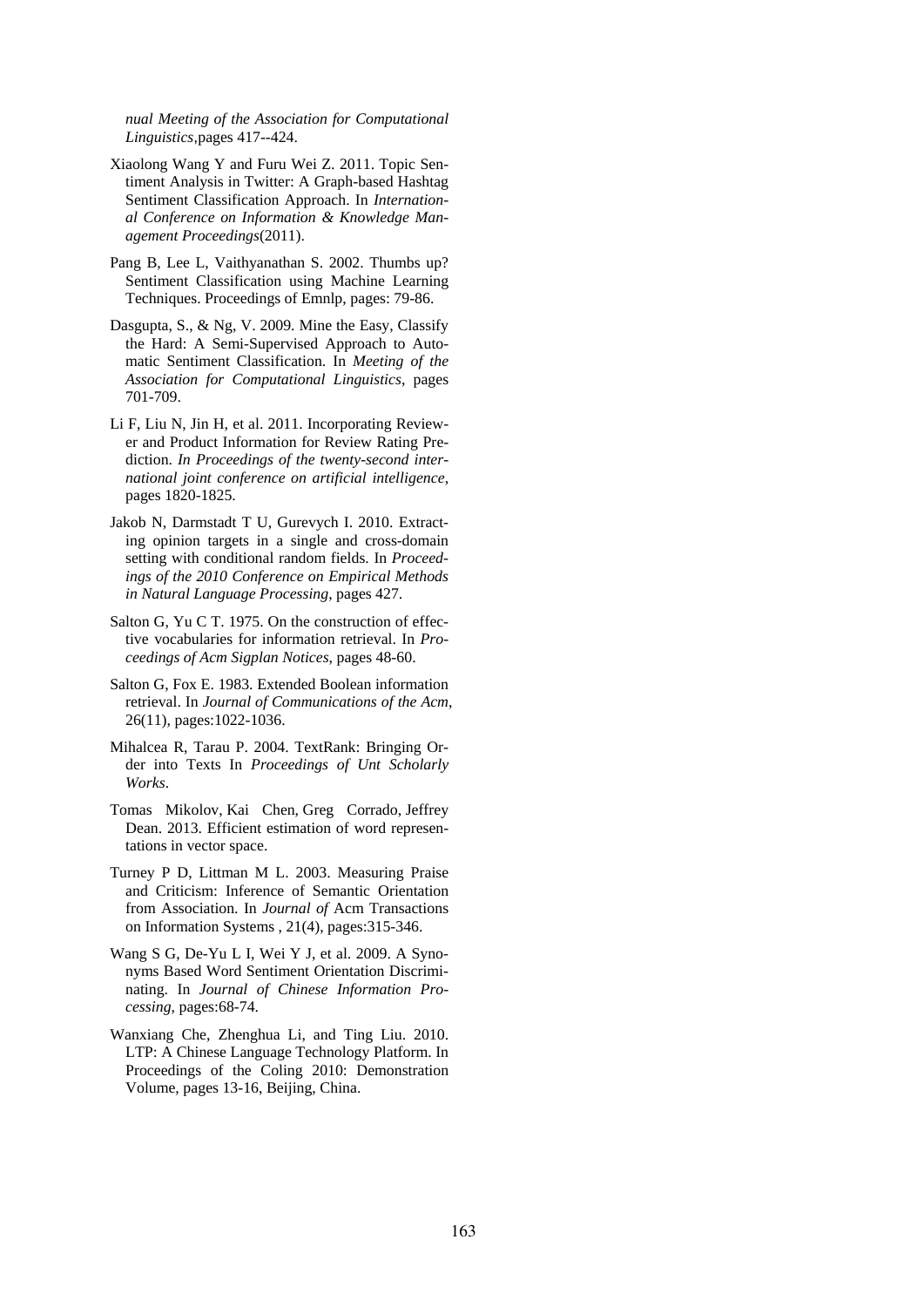*nual Meeting of the Association for Computational Linguistics*,pages 417--424.

Xiaolong Wang Y and Furu Wei Z. 2011. Topic Sentiment Analysis in Twitter: A Graph-based Hashtag Sentiment Classification Approach. In *International Conference on Information & Knowledge Management Proceedings*(2011).

Pang B, Lee L, Vaithyanathan S. 2002. Thumbs up? Sentiment Classification using Machine Learning Techniques. Proceedings of Emnlp, pages: 79-86.

Dasgupta, S., & Ng, V. 2009. Mine the Easy, Classify the Hard: A Semi-Supervised Approach to Automatic Sentiment Classification. In *Meeting of the Association for Computational Linguistics*, pages 701-709.

Li F, Liu N, Jin H, et al. 2011. Incorporating Reviewer and Product Information for Review Rating Prediction. *In Proceedings of the twenty-second international joint conference on artificial intelligence*, pages 1820-1825.

Jakob N, Darmstadt T U, Gurevych I. 2010. Extracting opinion targets in a single and cross-domain setting with conditional random fields. In *Proceedings of the 2010 Conference on Empirical Methods in Natural Language Processing*, pages 427.

Salton G, Yu C T. 1975. On the construction of effective vocabularies for information retrieval. In *Proceedings of Acm Sigplan Notices,* pages 48-60.

Salton G, Fox E. 1983. Extended Boolean information retrieval. In *Journal of Communications of the Acm*, 26(11), pages:1022-1036.

Mihalcea R, Tarau P. 2004. TextRank: Bringing Order into Texts In *Proceedings of Unt Scholarly Works*.

Tomas Mikolov, Kai Chen, Greg Corrado, Jeffrey Dean. 2013. Efficient estimation of word representations in vector space.

Turney P D, Littman M L. 2003. Measuring Praise and Criticism: Inference of Semantic Orientation from Association. In *Journal of* Acm Transactions on Information Systems , 21(4), pages:315-346.

Wang S G, De-Yu L I, Wei Y J, et al. 2009. A Synonyms Based Word Sentiment Orientation Discriminating. In *Journal of Chinese Information Processing*, pages:68-74.

Wanxiang Che, Zhenghua Li, and Ting Liu. 2010. LTP: A Chinese Language Technology Platform. In Proceedings of the Coling 2010: Demonstration Volume, pages 13-16, Beijing, China.